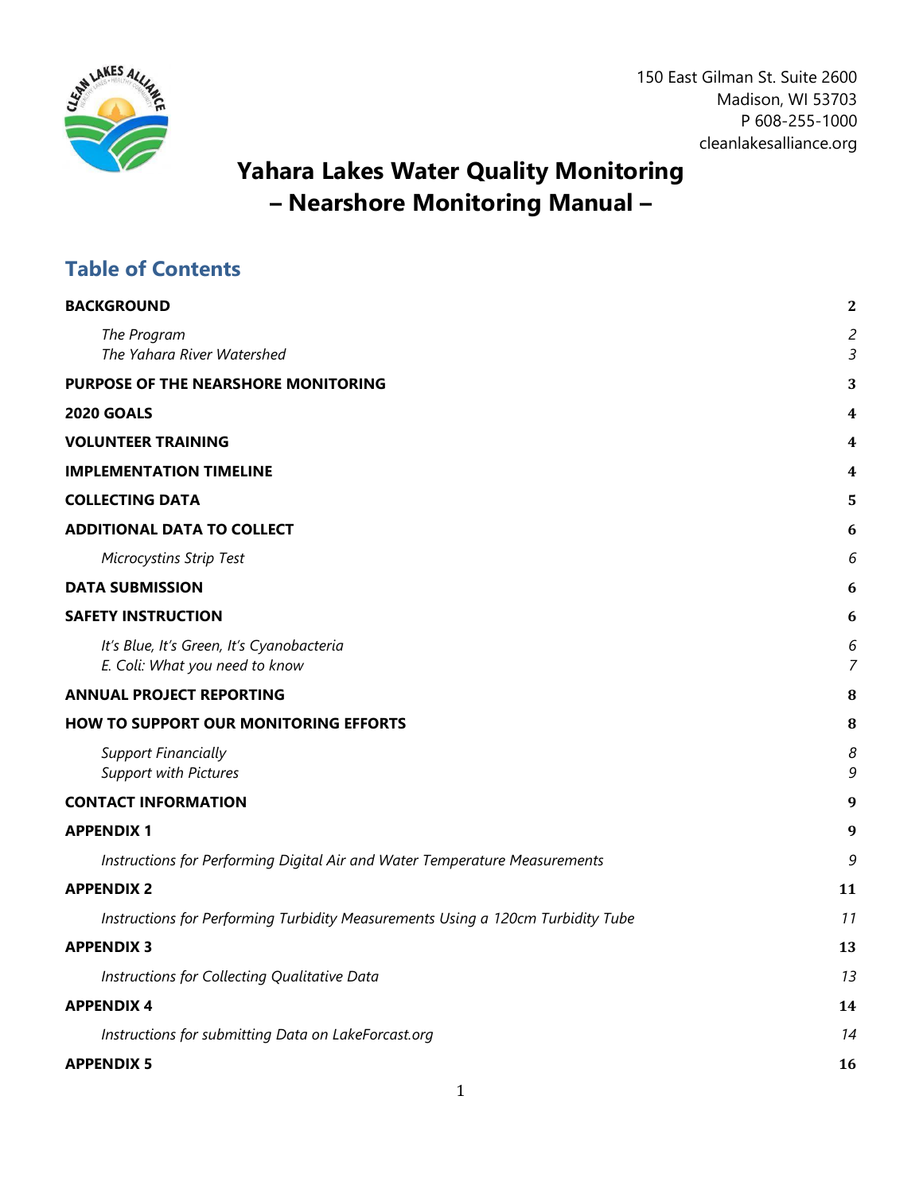150 East Gilman St. Suite 2600
Madison, WI 53703
P 608-255-1000
cleanlakesalliance.org

# Yahara Lakes Water Quality Monitoring – Nearshore Monitoring Manual –

## Table of Contents

**BACKGROUND** 2

- *The Program* 2
- *The Yahara River Watershed* 3

**PURPOSE OF THE NEARSHORE MONITORING** 3

**2020 GOALS** 4

**VOLUNTEER TRAINING** 4

**IMPLEMENTATION TIMELINE** 4

**COLLECTING DATA** 5

**ADDITIONAL DATA TO COLLECT** 6

- *Microcystins Strip Test* 6

**DATA SUBMISSION** 6

**SAFETY INSTRUCTION** 6

- *It's Blue, It's Green, It's Cyanobacteria* 6
- *E. Coli: What you need to know* 7

**ANNUAL PROJECT REPORTING** 8

**HOW TO SUPPORT OUR MONITORING EFFORTS** 8

- *Support Financially* 8
- *Support with Pictures* 9

**CONTACT INFORMATION** 9

**APPENDIX 1** 9

- *Instructions for Performing Digital Air and Water Temperature Measurements* 9

**APPENDIX 2** 11

- *Instructions for Performing Turbidity Measurements Using a 120cm Turbidity Tube* 11

**APPENDIX 3** 13

- *Instructions for Collecting Qualitative Data* 13

**APPENDIX 4** 14

- *Instructions for submitting Data on LakeForcast.org* 14

**APPENDIX 5** 16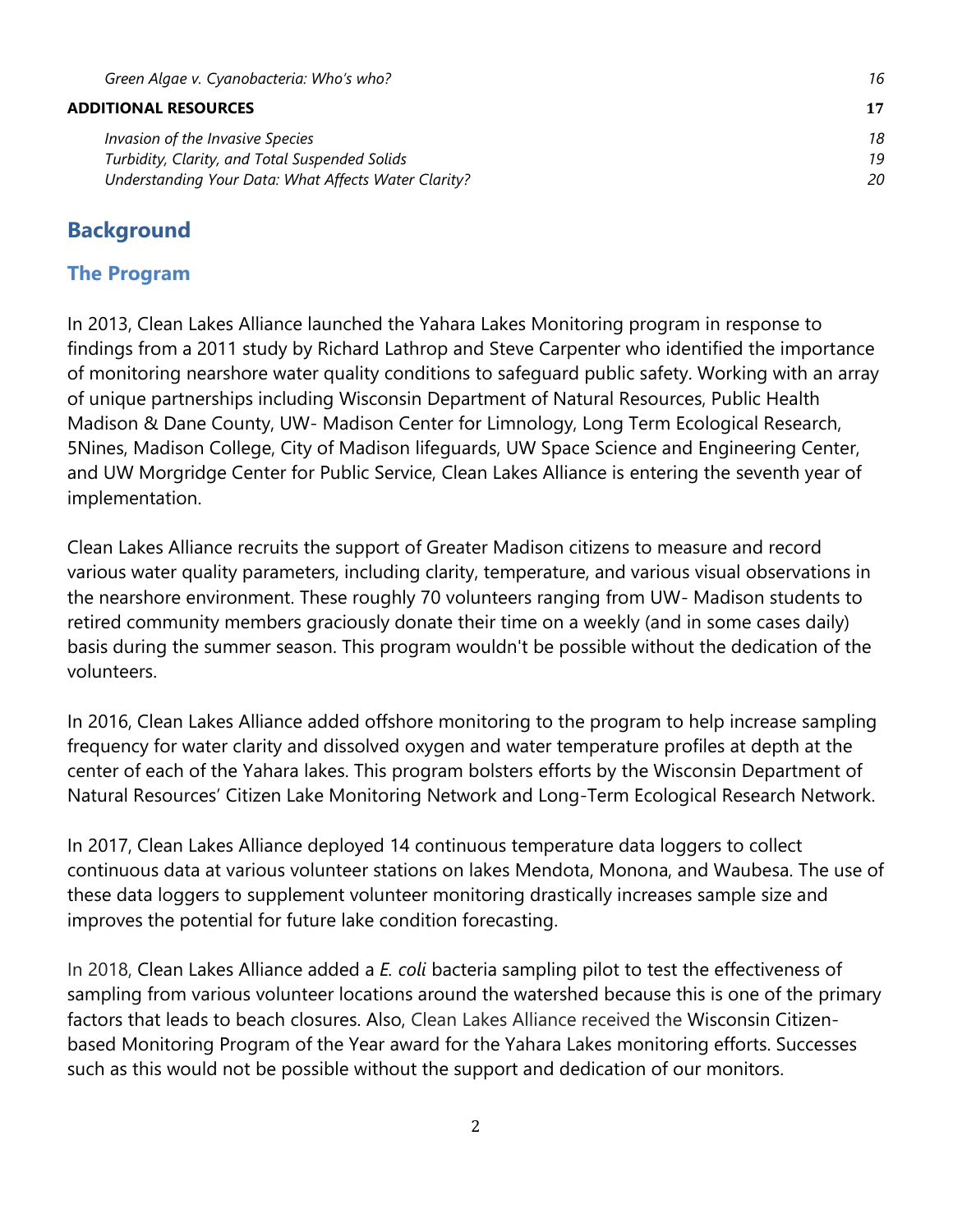*Green Algae v. Cyanobacteria: Who's who?* 16

**ADDITIONAL RESOURCES** **17**

*Invasion of the Invasive Species* 18
*Turbidity, Clarity, and Total Suspended Solids* 19
*Understanding Your Data: What Affects Water Clarity?* 20

# Background

## The Program

In 2013, Clean Lakes Alliance launched the Yahara Lakes Monitoring program in response to findings from a 2011 study by Richard Lathrop and Steve Carpenter who identified the importance of monitoring nearshore water quality conditions to safeguard public safety. Working with an array of unique partnerships including Wisconsin Department of Natural Resources, Public Health Madison & Dane County, UW- Madison Center for Limnology, Long Term Ecological Research, 5Nines, Madison College, City of Madison lifeguards, UW Space Science and Engineering Center, and UW Morgridge Center for Public Service, Clean Lakes Alliance is entering the seventh year of implementation.

Clean Lakes Alliance recruits the support of Greater Madison citizens to measure and record various water quality parameters, including clarity, temperature, and various visual observations in the nearshore environment. These roughly 70 volunteers ranging from UW- Madison students to retired community members graciously donate their time on a weekly (and in some cases daily) basis during the summer season. This program wouldn't be possible without the dedication of the volunteers.

In 2016, Clean Lakes Alliance added offshore monitoring to the program to help increase sampling frequency for water clarity and dissolved oxygen and water temperature profiles at depth at the center of each of the Yahara lakes. This program bolsters efforts by the Wisconsin Department of Natural Resources' Citizen Lake Monitoring Network and Long-Term Ecological Research Network.

In 2017, Clean Lakes Alliance deployed 14 continuous temperature data loggers to collect continuous data at various volunteer stations on lakes Mendota, Monona, and Waubesa. The use of these data loggers to supplement volunteer monitoring drastically increases sample size and improves the potential for future lake condition forecasting.

In 2018, Clean Lakes Alliance added a *E. coli* bacteria sampling pilot to test the effectiveness of sampling from various volunteer locations around the watershed because this is one of the primary factors that leads to beach closures. Also, Clean Lakes Alliance received the Wisconsin Citizen-based Monitoring Program of the Year award for the Yahara Lakes monitoring efforts. Successes such as this would not be possible without the support and dedication of our monitors.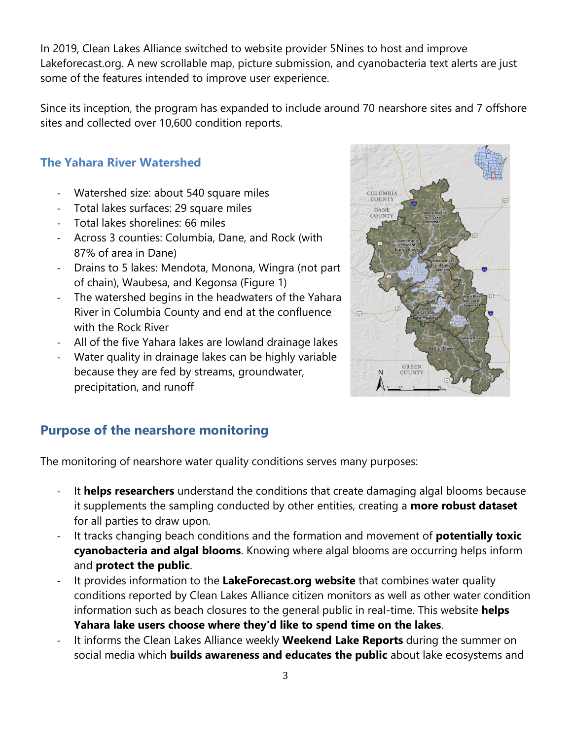In 2019, Clean Lakes Alliance switched to website provider 5Nines to host and improve Lakeforecast.org. A new scrollable map, picture submission, and cyanobacteria text alerts are just some of the features intended to improve user experience.

Since its inception, the program has expanded to include around 70 nearshore sites and 7 offshore sites and collected over 10,600 condition reports.

### The Yahara River Watershed

- Watershed size: about 540 square miles
- Total lakes surfaces: 29 square miles
- Total lakes shorelines: 66 miles
- Across 3 counties: Columbia, Dane, and Rock (with 87% of area in Dane)
- Drains to 5 lakes: Mendota, Monona, Wingra (not part of chain), Waubesa, and Kegonsa (Figure 1)
- The watershed begins in the headwaters of the Yahara River in Columbia County and end at the confluence with the Rock River
- All of the five Yahara lakes are lowland drainage lakes
- Water quality in drainage lakes can be highly variable because they are fed by streams, groundwater, precipitation, and runoff

## Purpose of the nearshore monitoring

The monitoring of nearshore water quality conditions serves many purposes:

- It **helps researchers** understand the conditions that create damaging algal blooms because it supplements the sampling conducted by other entities, creating a **more robust dataset** for all parties to draw upon.
- It tracks changing beach conditions and the formation and movement of **potentially toxic cyanobacteria and algal blooms**. Knowing where algal blooms are occurring helps inform and **protect the public**.
- It provides information to the **LakeForecast.org website** that combines water quality conditions reported by Clean Lakes Alliance citizen monitors as well as other water condition information such as beach closures to the general public in real-time. This website **helps Yahara lake users choose where they'd like to spend time on the lakes**.
- It informs the Clean Lakes Alliance weekly **Weekend Lake Reports** during the summer on social media which **builds awareness and educates the public** about lake ecosystems and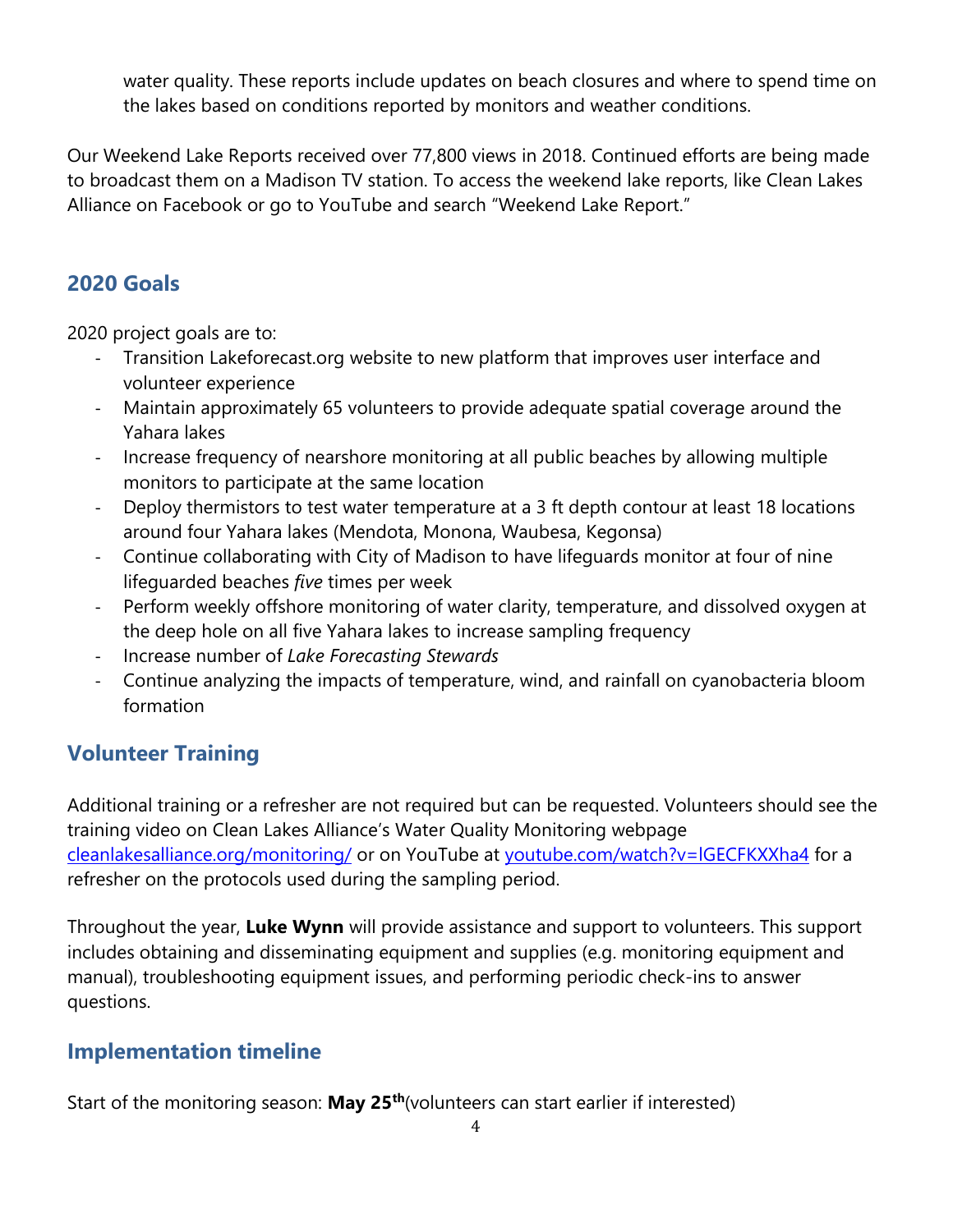water quality. These reports include updates on beach closures and where to spend time on the lakes based on conditions reported by monitors and weather conditions.

Our Weekend Lake Reports received over 77,800 views in 2018. Continued efforts are being made to broadcast them on a Madison TV station. To access the weekend lake reports, like Clean Lakes Alliance on Facebook or go to YouTube and search "Weekend Lake Report."

## 2020 Goals

2020 project goals are to:

- Transition Lakeforecast.org website to new platform that improves user interface and volunteer experience
- Maintain approximately 65 volunteers to provide adequate spatial coverage around the Yahara lakes
- Increase frequency of nearshore monitoring at all public beaches by allowing multiple monitors to participate at the same location
- Deploy thermistors to test water temperature at a 3 ft depth contour at least 18 locations around four Yahara lakes (Mendota, Monona, Waubesa, Kegonsa)
- Continue collaborating with City of Madison to have lifeguards monitor at four of nine lifeguarded beaches *five* times per week
- Perform weekly offshore monitoring of water clarity, temperature, and dissolved oxygen at the deep hole on all five Yahara lakes to increase sampling frequency
- Increase number of *Lake Forecasting Stewards*
- Continue analyzing the impacts of temperature, wind, and rainfall on cyanobacteria bloom formation

## Volunteer Training

Additional training or a refresher are not required but can be requested. Volunteers should see the training video on Clean Lakes Alliance's Water Quality Monitoring webpage [cleanlakesalliance.org/monitoring/](cleanlakesalliance.org/monitoring/) or on YouTube at [youtube.com/watch?v=IGECFKXXha4](youtube.com/watch?v=IGECFKXXha4) for a refresher on the protocols used during the sampling period.

Throughout the year, **Luke Wynn** will provide assistance and support to volunteers. This support includes obtaining and disseminating equipment and supplies (e.g. monitoring equipment and manual), troubleshooting equipment issues, and performing periodic check-ins to answer questions.

## Implementation timeline

Start of the monitoring season: **May 25th** (volunteers can start earlier if interested)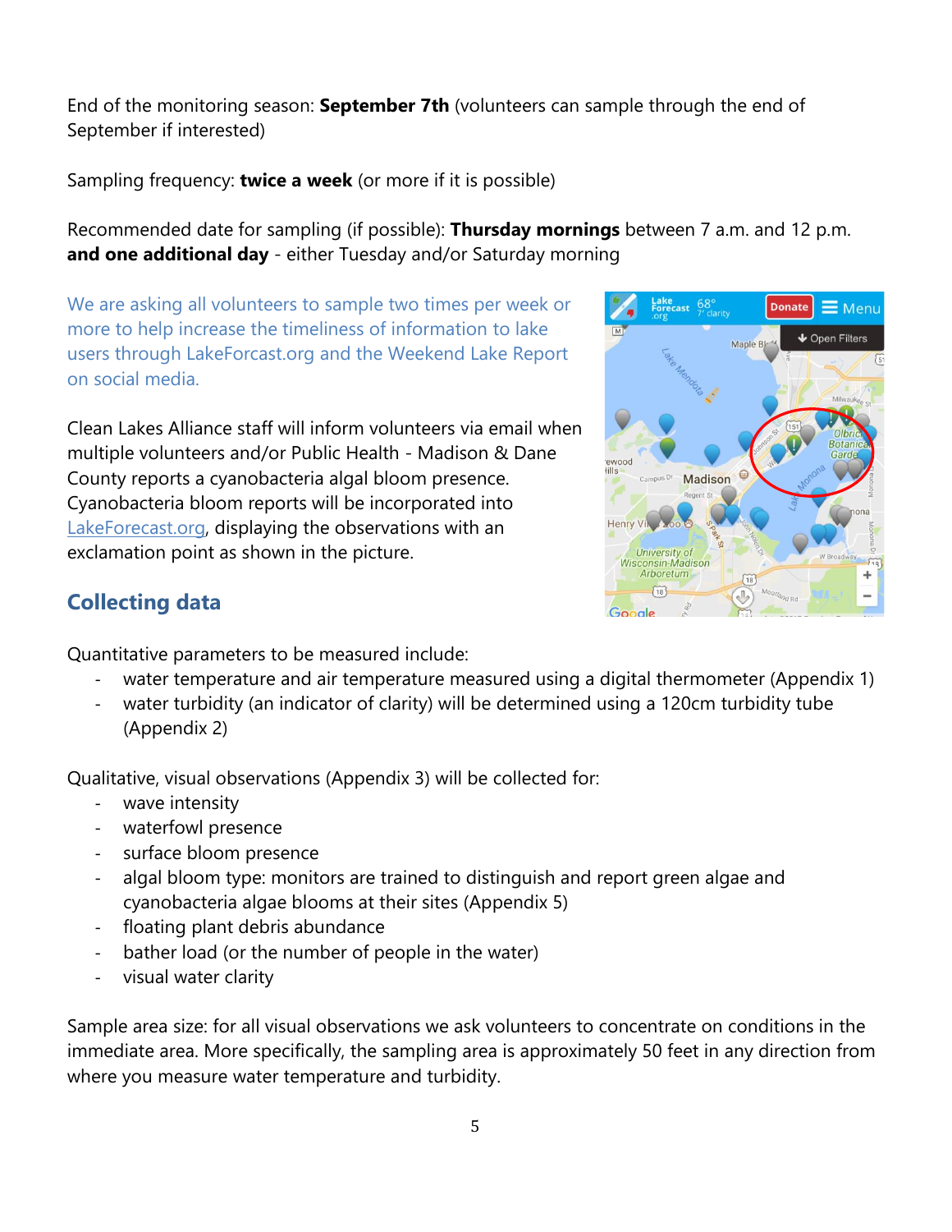End of the monitoring season: **September 7th** (volunteers can sample through the end of September if interested)

Sampling frequency: **twice a week** (or more if it is possible)

Recommended date for sampling (if possible): **Thursday mornings** between 7 a.m. and 12 p.m. **and one additional day** - either Tuesday and/or Saturday morning

We are asking all volunteers to sample two times per week or more to help increase the timeliness of information to lake users through LakeForcast.org and the Weekend Lake Report on social media.

Clean Lakes Alliance staff will inform volunteers via email when multiple volunteers and/or Public Health - Madison & Dane County reports a cyanobacteria algal bloom presence. Cyanobacteria bloom reports will be incorporated into [LakeForecast.org](LakeForecast.org), displaying the observations with an exclamation point as shown in the picture.

## Collecting data

Quantitative parameters to be measured include:

- water temperature and air temperature measured using a digital thermometer (Appendix 1)
- water turbidity (an indicator of clarity) will be determined using a 120cm turbidity tube (Appendix 2)

Qualitative, visual observations (Appendix 3) will be collected for:

- wave intensity
- waterfowl presence
- surface bloom presence
- algal bloom type: monitors are trained to distinguish and report green algae and cyanobacteria algae blooms at their sites (Appendix 5)
- floating plant debris abundance
- bather load (or the number of people in the water)
- visual water clarity

Sample area size: for all visual observations we ask volunteers to concentrate on conditions in the immediate area. More specifically, the sampling area is approximately 50 feet in any direction from where you measure water temperature and turbidity.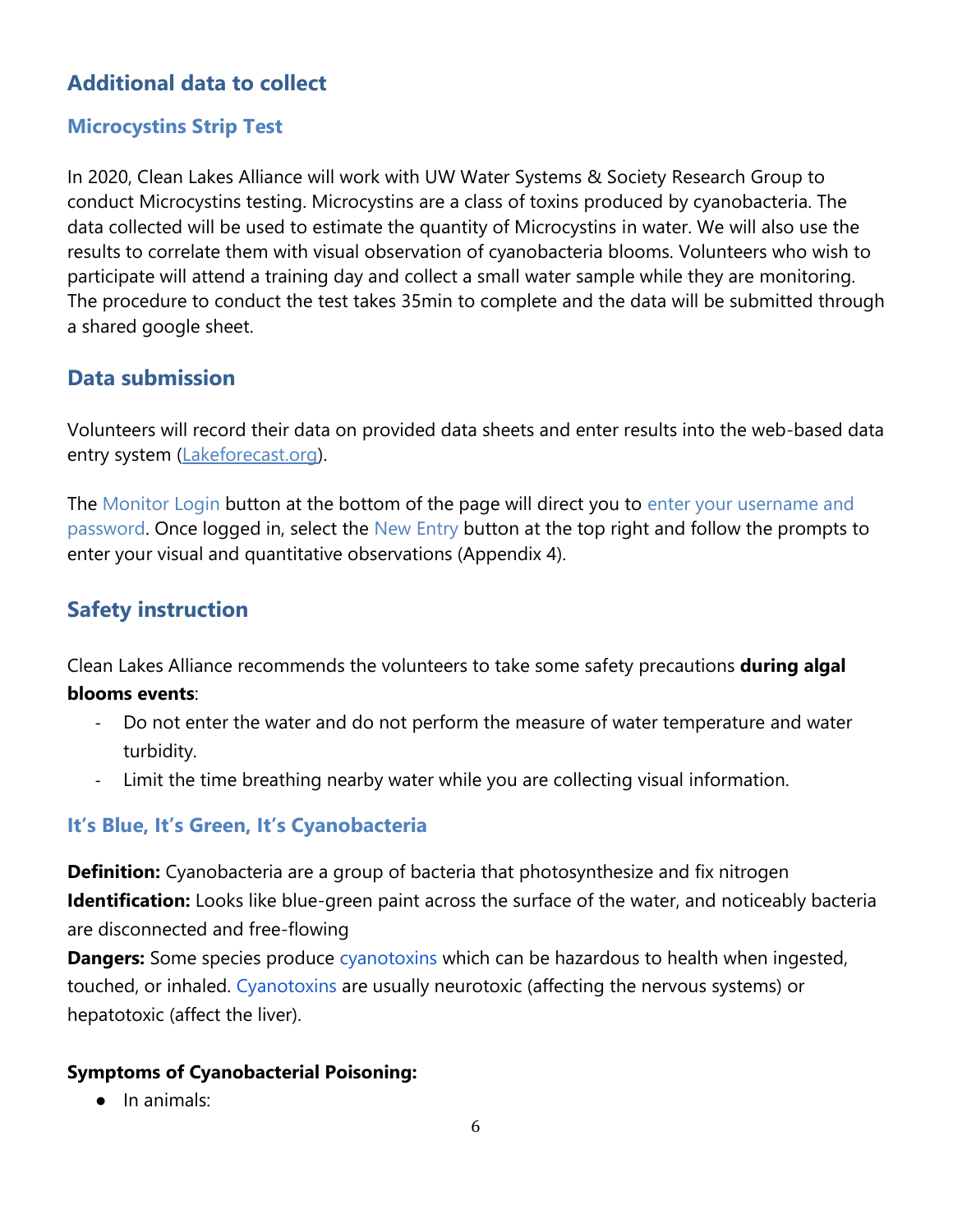## Additional data to collect

### Microcystins Strip Test

In 2020, Clean Lakes Alliance will work with UW Water Systems & Society Research Group to conduct Microcystins testing. Microcystins are a class of toxins produced by cyanobacteria. The data collected will be used to estimate the quantity of Microcystins in water. We will also use the results to correlate them with visual observation of cyanobacteria blooms. Volunteers who wish to participate will attend a training day and collect a small water sample while they are monitoring. The procedure to conduct the test takes 35min to complete and the data will be submitted through a shared google sheet.

## Data submission

Volunteers will record their data on provided data sheets and enter results into the web-based data entry system (Lakeforecast.org).

The Monitor Login button at the bottom of the page will direct you to enter your username and password. Once logged in, select the New Entry button at the top right and follow the prompts to enter your visual and quantitative observations (Appendix 4).

## Safety instruction

Clean Lakes Alliance recommends the volunteers to take some safety precautions **during algal blooms events**:

- Do not enter the water and do not perform the measure of water temperature and water turbidity.
- Limit the time breathing nearby water while you are collecting visual information.

### It's Blue, It's Green, It's Cyanobacteria

**Definition:** Cyanobacteria are a group of bacteria that photosynthesize and fix nitrogen
**Identification:** Looks like blue-green paint across the surface of the water, and noticeably bacteria are disconnected and free-flowing
**Dangers:** Some species produce cyanotoxins which can be hazardous to health when ingested, touched, or inhaled. Cyanotoxins are usually neurotoxic (affecting the nervous systems) or hepatotoxic (affect the liver).

**Symptoms of Cyanobacterial Poisoning:**

- In animals: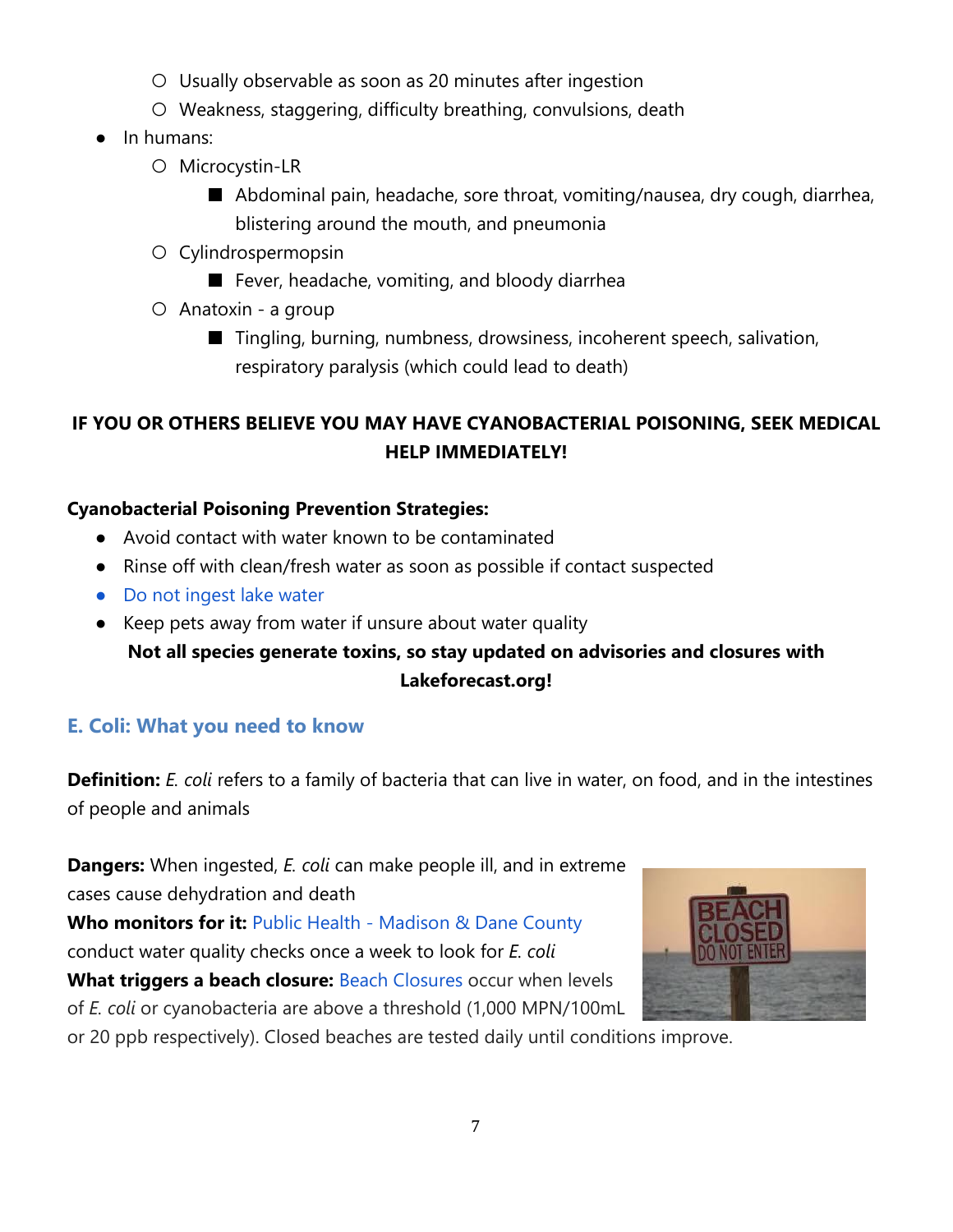- Usually observable as soon as 20 minutes after ingestion
    - Weakness, staggering, difficulty breathing, convulsions, death
- In humans:
    - Microcystin-LR
        - Abdominal pain, headache, sore throat, vomiting/nausea, dry cough, diarrhea, blistering around the mouth, and pneumonia
    - Cylindrospermopsin
        - Fever, headache, vomiting, and bloody diarrhea
    - Anatoxin - a group
        - Tingling, burning, numbness, drowsiness, incoherent speech, salivation, respiratory paralysis (which could lead to death)

**IF YOU OR OTHERS BELIEVE YOU MAY HAVE CYANOBACTERIAL POISONING, SEEK MEDICAL HELP IMMEDIATELY!**

**Cyanobacterial Poisoning Prevention Strategies:**

- Avoid contact with water known to be contaminated
- Rinse off with clean/fresh water as soon as possible if contact suspected
- Do not ingest lake water
- Keep pets away from water if unsure about water quality

**Not all species generate toxins, so stay updated on advisories and closures with Lakeforecast.org!**

## E. Coli: What you need to know

**Definition:** *E. coli* refers to a family of bacteria that can live in water, on food, and in the intestines of people and animals

**Dangers:** When ingested, *E. coli* can make people ill, and in extreme cases cause dehydration and death

**Who monitors for it:** Public Health - Madison & Dane County conduct water quality checks once a week to look for *E. coli*

**What triggers a beach closure:** Beach Closures occur when levels of *E. coli* or cyanobacteria are above a threshold (1,000 MPN/100mL or 20 ppb respectively). Closed beaches are tested daily until conditions improve.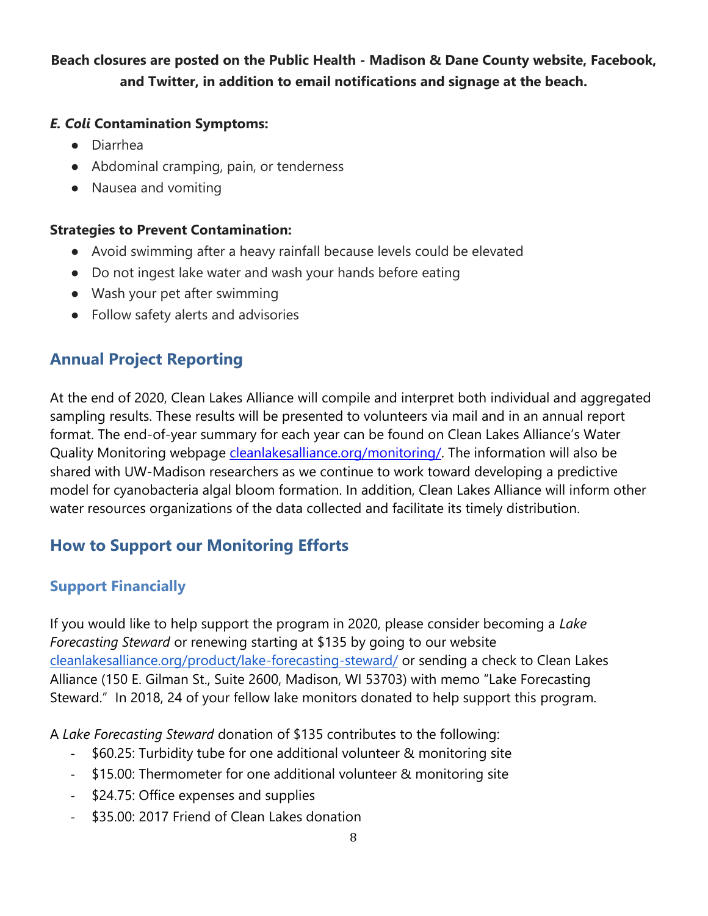**Beach closures are posted on the Public Health - Madison & Dane County website, Facebook, and Twitter, in addition to email notifications and signage at the beach.**

***E. Coli* Contamination Symptoms:**

- Diarrhea
- Abdominal cramping, pain, or tenderness
- Nausea and vomiting

**Strategies to Prevent Contamination:**

- Avoid swimming after a heavy rainfall because levels could be elevated
- Do not ingest lake water and wash your hands before eating
- Wash your pet after swimming
- Follow safety alerts and advisories

## Annual Project Reporting

At the end of 2020, Clean Lakes Alliance will compile and interpret both individual and aggregated sampling results. These results will be presented to volunteers via mail and in an annual report format. The end-of-year summary for each year can be found on Clean Lakes Alliance's Water Quality Monitoring webpage cleanlakesalliance.org/monitoring/. The information will also be shared with UW-Madison researchers as we continue to work toward developing a predictive model for cyanobacteria algal bloom formation. In addition, Clean Lakes Alliance will inform other water resources organizations of the data collected and facilitate its timely distribution.

## How to Support our Monitoring Efforts

### Support Financially

If you would like to help support the program in 2020, please consider becoming a *Lake Forecasting Steward* or renewing starting at $135 by going to our website cleanlakesalliance.org/product/lake-forecasting-steward/ or sending a check to Clean Lakes Alliance (150 E. Gilman St., Suite 2600, Madison, WI 53703) with memo "Lake Forecasting Steward." In 2018, 24 of your fellow lake monitors donated to help support this program.

A *Lake Forecasting Steward* donation of $135 contributes to the following:

- $60.25: Turbidity tube for one additional volunteer & monitoring site
- $15.00: Thermometer for one additional volunteer & monitoring site
- $24.75: Office expenses and supplies
- $35.00: 2017 Friend of Clean Lakes donation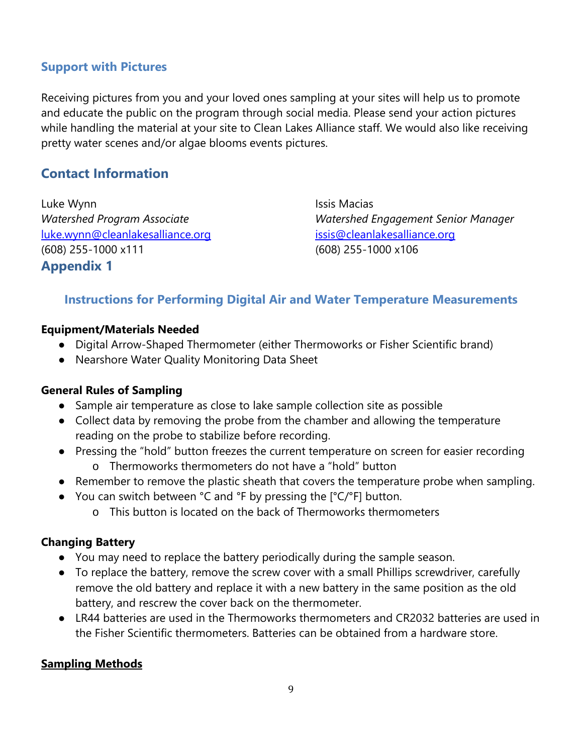### Support with Pictures

Receiving pictures from you and your loved ones sampling at your sites will help us to promote and educate the public on the program through social media. Please send your action pictures while handling the material at your site to Clean Lakes Alliance staff. We would also like receiving pretty water scenes and/or algae blooms events pictures.

## Contact Information

Luke Wynn
*Watershed Program Associate*
[luke.wynn@cleanlakesalliance.org](mailto:luke.wynn@cleanlakesalliance.org)
(608) 255-1000 x111

Issis Macias
*Watershed Engagement Senior Manager*
[issis@cleanlakesalliance.org](mailto:issis@cleanlakesalliance.org)
(608) 255-1000 x106

## Appendix 1

### Instructions for Performing Digital Air and Water Temperature Measurements

**Equipment/Materials Needed**

- Digital Arrow-Shaped Thermometer (either Thermoworks or Fisher Scientific brand)
- Nearshore Water Quality Monitoring Data Sheet

**General Rules of Sampling**

- Sample air temperature as close to lake sample collection site as possible
- Collect data by removing the probe from the chamber and allowing the temperature reading on the probe to stabilize before recording.
- Pressing the “hold” button freezes the current temperature on screen for easier recording
  - Thermoworks thermometers do not have a “hold” button
- Remember to remove the plastic sheath that covers the temperature probe when sampling.
- You can switch between °C and °F by pressing the [°C/°F] button.
  - This button is located on the back of Thermoworks thermometers

**Changing Battery**

- You may need to replace the battery periodically during the sample season.
- To replace the battery, remove the screw cover with a small Phillips screwdriver, carefully remove the old battery and replace it with a new battery in the same position as the old battery, and rescrew the cover back on the thermometer.
- LR44 batteries are used in the Thermoworks thermometers and CR2032 batteries are used in the Fisher Scientific thermometers. Batteries can be obtained from a hardware store.

**Sampling Methods**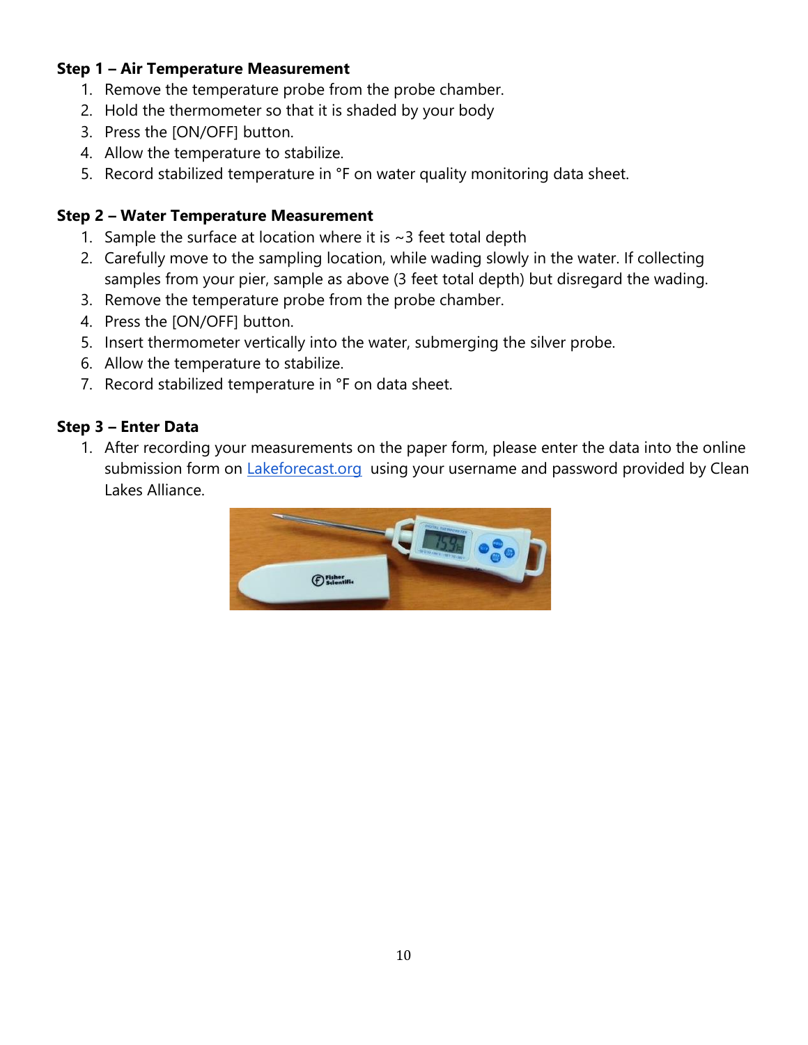**Step 1 – Air Temperature Measurement**

1. Remove the temperature probe from the probe chamber.
2. Hold the thermometer so that it is shaded by your body
3. Press the [ON/OFF] button.
4. Allow the temperature to stabilize.
5. Record stabilized temperature in °F on water quality monitoring data sheet.

**Step 2 – Water Temperature Measurement**

1. Sample the surface at location where it is ~3 feet total depth
2. Carefully move to the sampling location, while wading slowly in the water. If collecting samples from your pier, sample as above (3 feet total depth) but disregard the wading.
3. Remove the temperature probe from the probe chamber.
4. Press the [ON/OFF] button.
5. Insert thermometer vertically into the water, submerging the silver probe.
6. Allow the temperature to stabilize.
7. Record stabilized temperature in °F on data sheet.

**Step 3 – Enter Data**

1. After recording your measurements on the paper form, please enter the data into the online submission form on [Lakeforecast.org](Lakeforecast.org) using your username and password provided by Clean Lakes Alliance.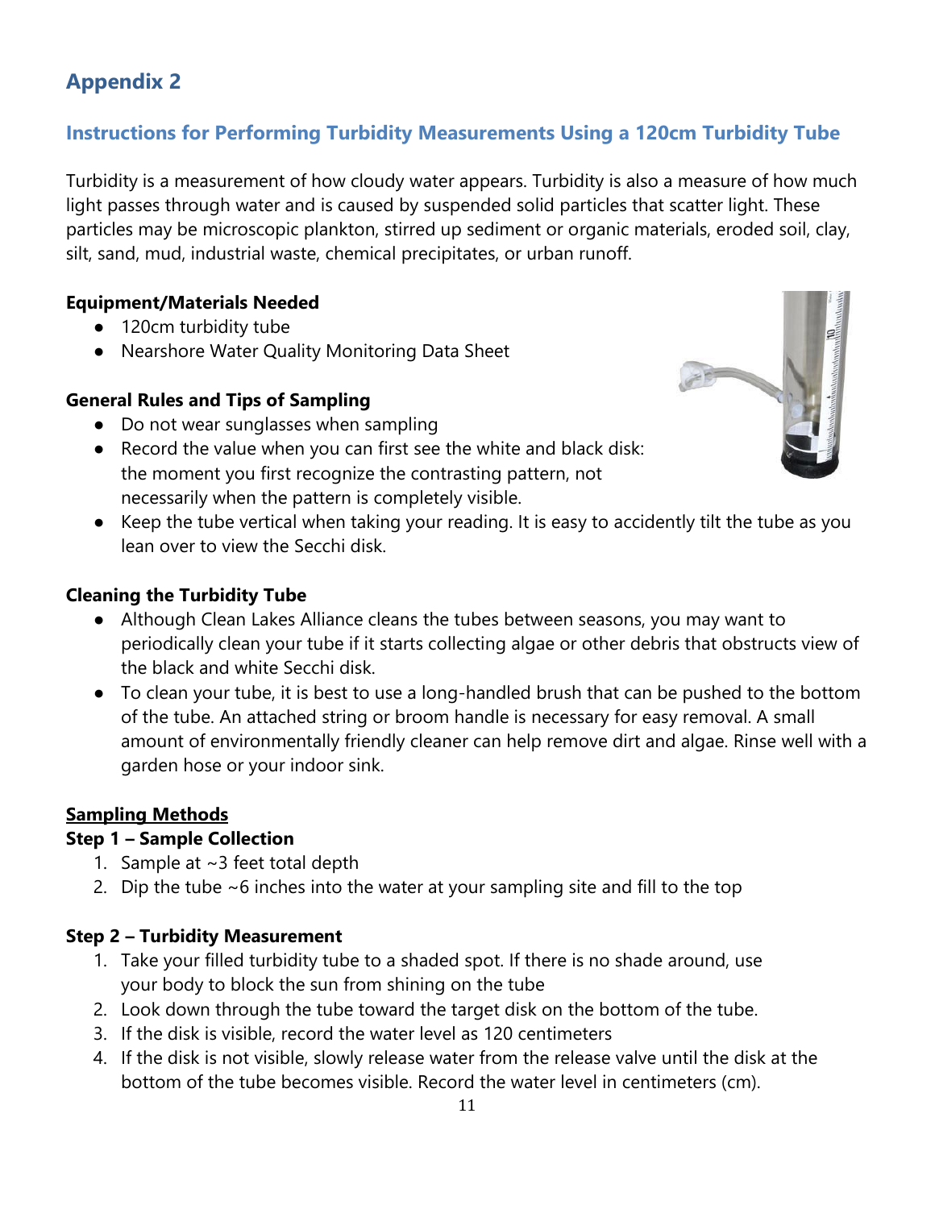# Appendix 2

## Instructions for Performing Turbidity Measurements Using a 120cm Turbidity Tube

Turbidity is a measurement of how cloudy water appears. Turbidity is also a measure of how much light passes through water and is caused by suspended solid particles that scatter light. These particles may be microscopic plankton, stirred up sediment or organic materials, eroded soil, clay, silt, sand, mud, industrial waste, chemical precipitates, or urban runoff.

**Equipment/Materials Needed**

- 120cm turbidity tube
- Nearshore Water Quality Monitoring Data Sheet

**General Rules and Tips of Sampling**

- Do not wear sunglasses when sampling
- Record the value when you can first see the white and black disk: the moment you first recognize the contrasting pattern, not necessarily when the pattern is completely visible.
- Keep the tube vertical when taking your reading. It is easy to accidently tilt the tube as you lean over to view the Secchi disk.

**Cleaning the Turbidity Tube**

- Although Clean Lakes Alliance cleans the tubes between seasons, you may want to periodically clean your tube if it starts collecting algae or other debris that obstructs view of the black and white Secchi disk.
- To clean your tube, it is best to use a long-handled brush that can be pushed to the bottom of the tube. An attached string or broom handle is necessary for easy removal. A small amount of environmentally friendly cleaner can help remove dirt and algae. Rinse well with a garden hose or your indoor sink.

**Sampling Methods**

**Step 1 – Sample Collection**

1. Sample at ~3 feet total depth
2. Dip the tube ~6 inches into the water at your sampling site and fill to the top

**Step 2 – Turbidity Measurement**

1. Take your filled turbidity tube to a shaded spot. If there is no shade around, use your body to block the sun from shining on the tube
2. Look down through the tube toward the target disk on the bottom of the tube.
3. If the disk is visible, record the water level as 120 centimeters
4. If the disk is not visible, slowly release water from the release valve until the disk at the bottom of the tube becomes visible. Record the water level in centimeters (cm).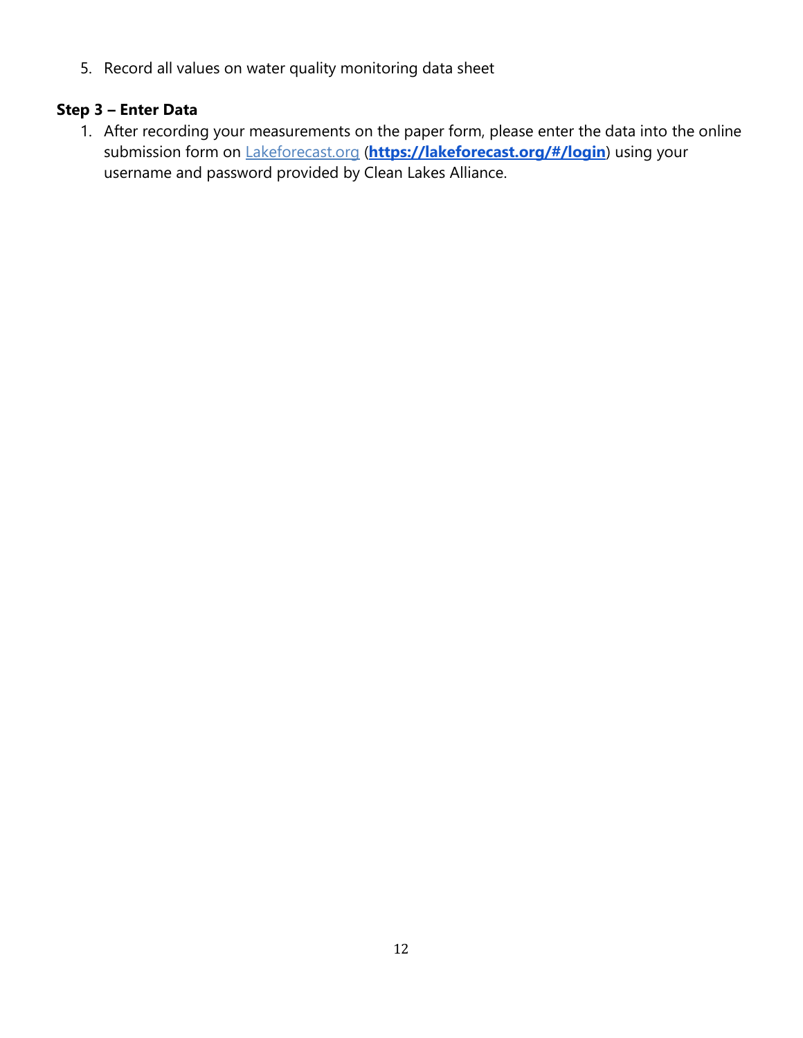5. Record all values on water quality monitoring data sheet

**Step 3 – Enter Data**

1. After recording your measurements on the paper form, please enter the data into the online submission form on [Lakeforecast.org](https://lakeforecast.org) (**[https://lakeforecast.org/#/login](https://lakeforecast.org/#/login)**) using your username and password provided by Clean Lakes Alliance.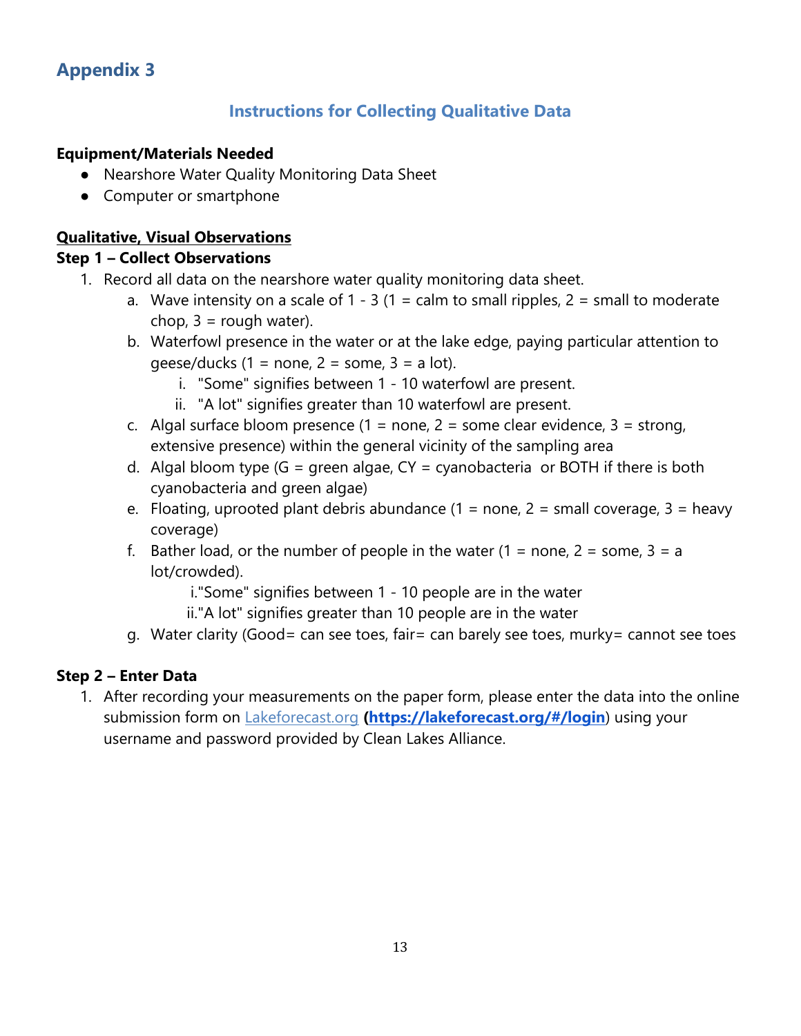## Appendix 3

### Instructions for Collecting Qualitative Data

**Equipment/Materials Needed**

- Nearshore Water Quality Monitoring Data Sheet
- Computer or smartphone

**<u>Qualitative, Visual Observations</u>**

**Step 1 – Collect Observations**

1. Record all data on the nearshore water quality monitoring data sheet.
    a. Wave intensity on a scale of 1 - 3 (1 = calm to small ripples, 2 = small to moderate chop, 3 = rough water).
    b. Waterfowl presence in the water or at the lake edge, paying particular attention to geese/ducks (1 = none, 2 = some, 3 = a lot).
        i. "Some" signifies between 1 - 10 waterfowl are present.
        ii. "A lot" signifies greater than 10 waterfowl are present.
    c. Algal surface bloom presence (1 = none, 2 = some clear evidence, 3 = strong, extensive presence) within the general vicinity of the sampling area
    d. Algal bloom type (G = green algae, CY = cyanobacteria or BOTH if there is both cyanobacteria and green algae)
    e. Floating, uprooted plant debris abundance (1 = none, 2 = small coverage, 3 = heavy coverage)
    f. Bather load, or the number of people in the water (1 = none, 2 = some, 3 = a lot/crowded).
        i."Some" signifies between 1 - 10 people are in the water
        ii."A lot" signifies greater than 10 people are in the water
    g. Water clarity (Good= can see toes, fair= can barely see toes, murky= cannot see toes

**Step 2 – Enter Data**

1. After recording your measurements on the paper form, please enter the data into the online submission form on Lakeforecast.org **(https://lakeforecast.org/#/login**) using your username and password provided by Clean Lakes Alliance.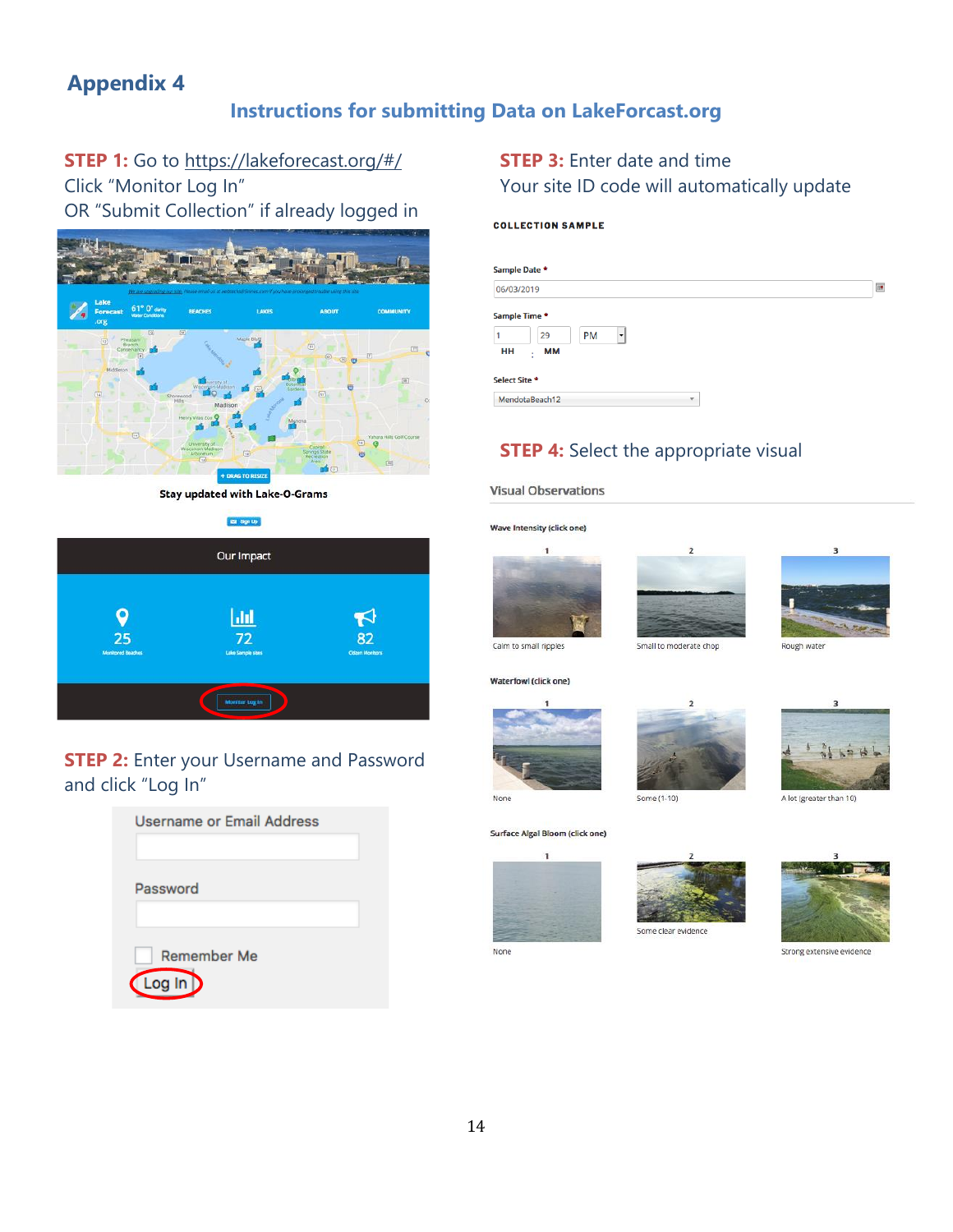# Appendix 4

## Instructions for submitting Data on LakeForcast.org

**STEP 1:** Go to https://lakeforecast.org/#/
Click "Monitor Log In"
OR "Submit Collection" if already logged in

Stay updated with Lake-O-Grams

Our Impact

25 Monitored Beaches

72 Lake Sample sites

82 Citizen Monitors

**STEP 2:** Enter your Username and Password and click "Log In"

Username or Email Address

Password

Remember Me

Log In

**STEP 3:** Enter date and time
Your site ID code will automatically update

COLLECTION SAMPLE

Sample Date *

06/03/2019

Sample Time *

1 : 29 PM

HH : MM

Select Site *

MendotaBeach12

**STEP 4:** Select the appropriate visual

Visual Observations

Wave Intensity (click one)

1 — Calm to small ripples
2 — Small to moderate chop
3 — Rough water

Waterfowl (click one)

1 — None
2 — Some (1-10)
3 — A lot (greater than 10)

Surface Algal Bloom (click one)

1 — None
2 — Some clear evidence
3 — Strong extensive evidence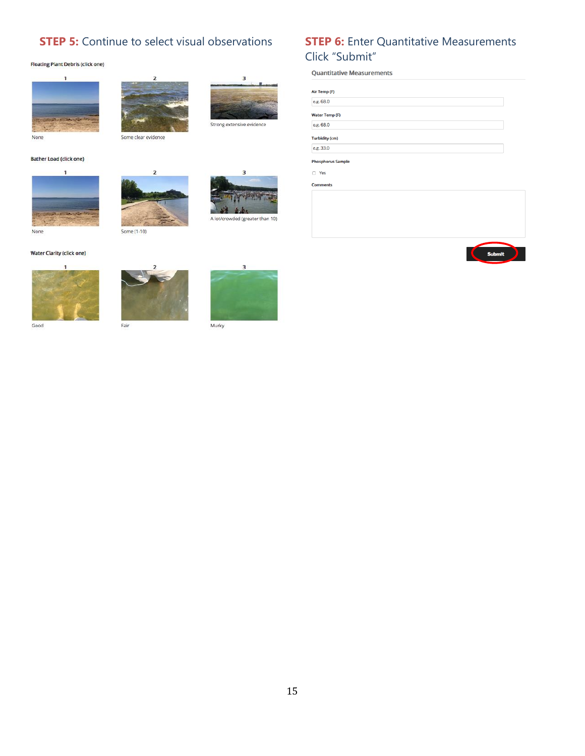## STEP 5: Continue to select visual observations

**Floating Plant Debris (click one)**

| 1 | 2 | 3 |
|---|---|---|
| None | Some clear evidence | Strong extensive evidence |

**Bather Load (click one)**

| 1 | 2 | 3 |
|---|---|---|
| None | Some (1-10) | A lot/crowded (greater than 10) |

**Water Clarity (click one)**

| 1 | 2 | 3 |
|---|---|---|
| Good | Fair | Murky |

## STEP 6: Enter Quantitative Measurements Click "Submit"

**Quantitative Measurements**

Air Temp (F)

e.g. 68.0

Water Temp (F)

e.g. 68.0

Turbidity (cm)

e.g. 33.0

Phosphorus Sample

☐ Yes

Comments

Submit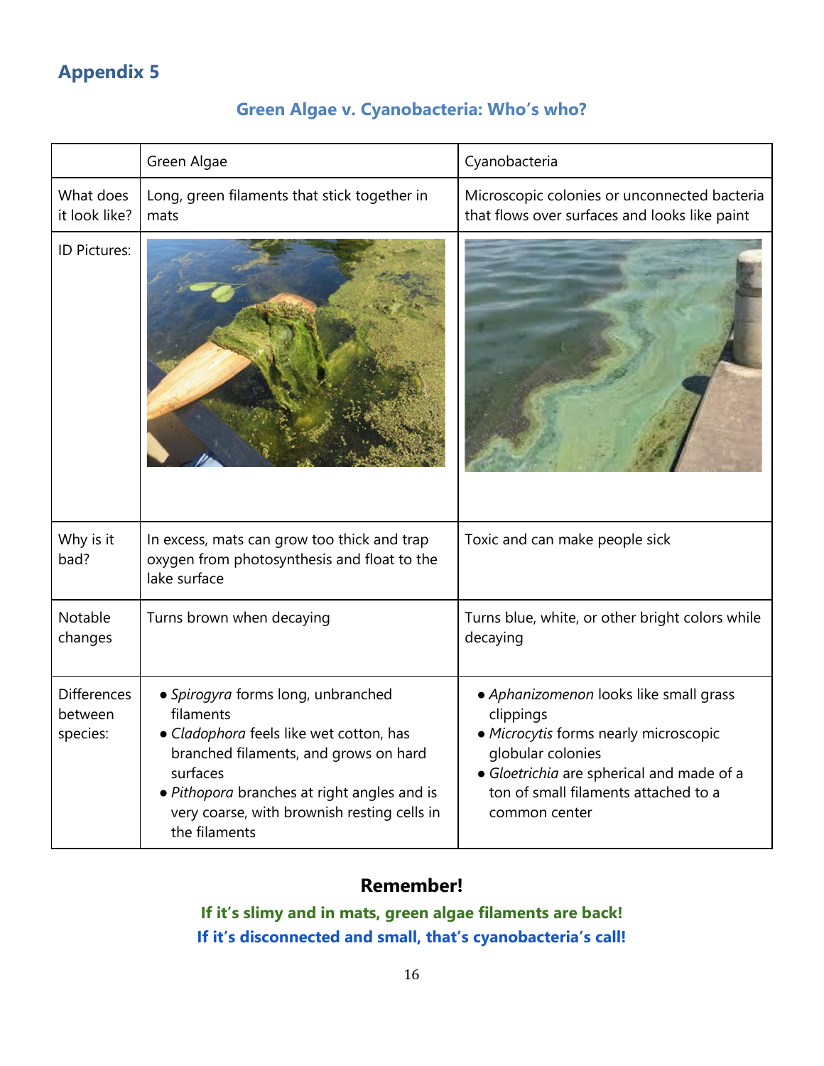## Appendix 5

### Green Algae v. Cyanobacteria: Who's who?

| | Green Algae | Cyanobacteria |
|---|---|---|
| What does it look like? | Long, green filaments that stick together in mats | Microscopic colonies or unconnected bacteria that flows over surfaces and looks like paint |
| ID Pictures: | | |
| Why is it bad? | In excess, mats can grow too thick and trap oxygen from photosynthesis and float to the lake surface | Toxic and can make people sick |
| Notable changes | Turns brown when decaying | Turns blue, white, or other bright colors while decaying |
| Differences between species: | • *Spirogyra* forms long, unbranched filaments<br>• *Cladophora* feels like wet cotton, has branched filaments, and grows on hard surfaces<br>• *Pithopora* branches at right angles and is very coarse, with brownish resting cells in the filaments | • *Aphanizomenon* looks like small grass clippings<br>• *Microcytis* forms nearly microscopic globular colonies<br>• *Gloetrichia* are spherical and made of a ton of small filaments attached to a common center |

**Remember!**

**If it's slimy and in mats, green algae filaments are back!**

**If it's disconnected and small, that's cyanobacteria's call!**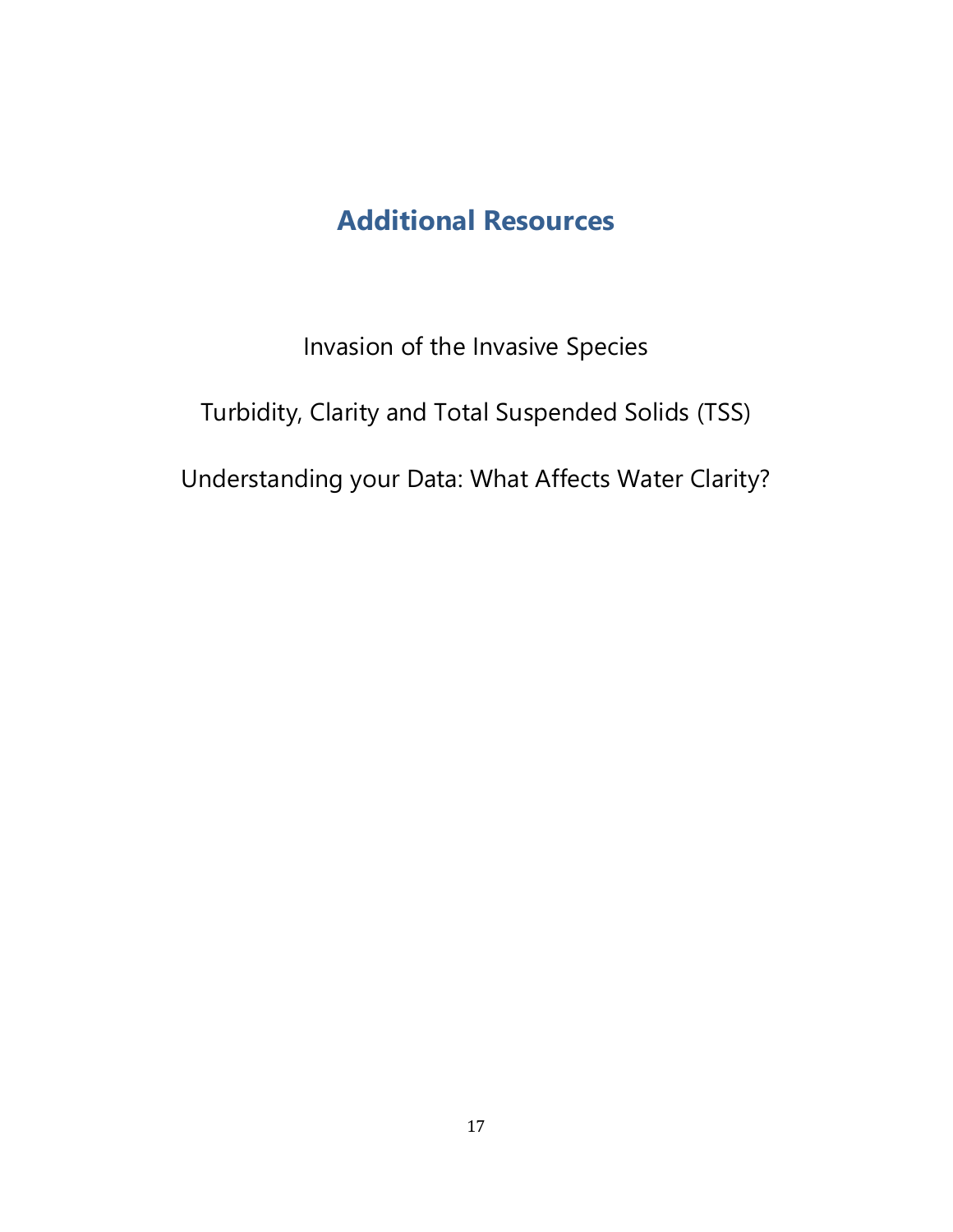# Additional Resources

Invasion of the Invasive Species

Turbidity, Clarity and Total Suspended Solids (TSS)

Understanding your Data: What Affects Water Clarity?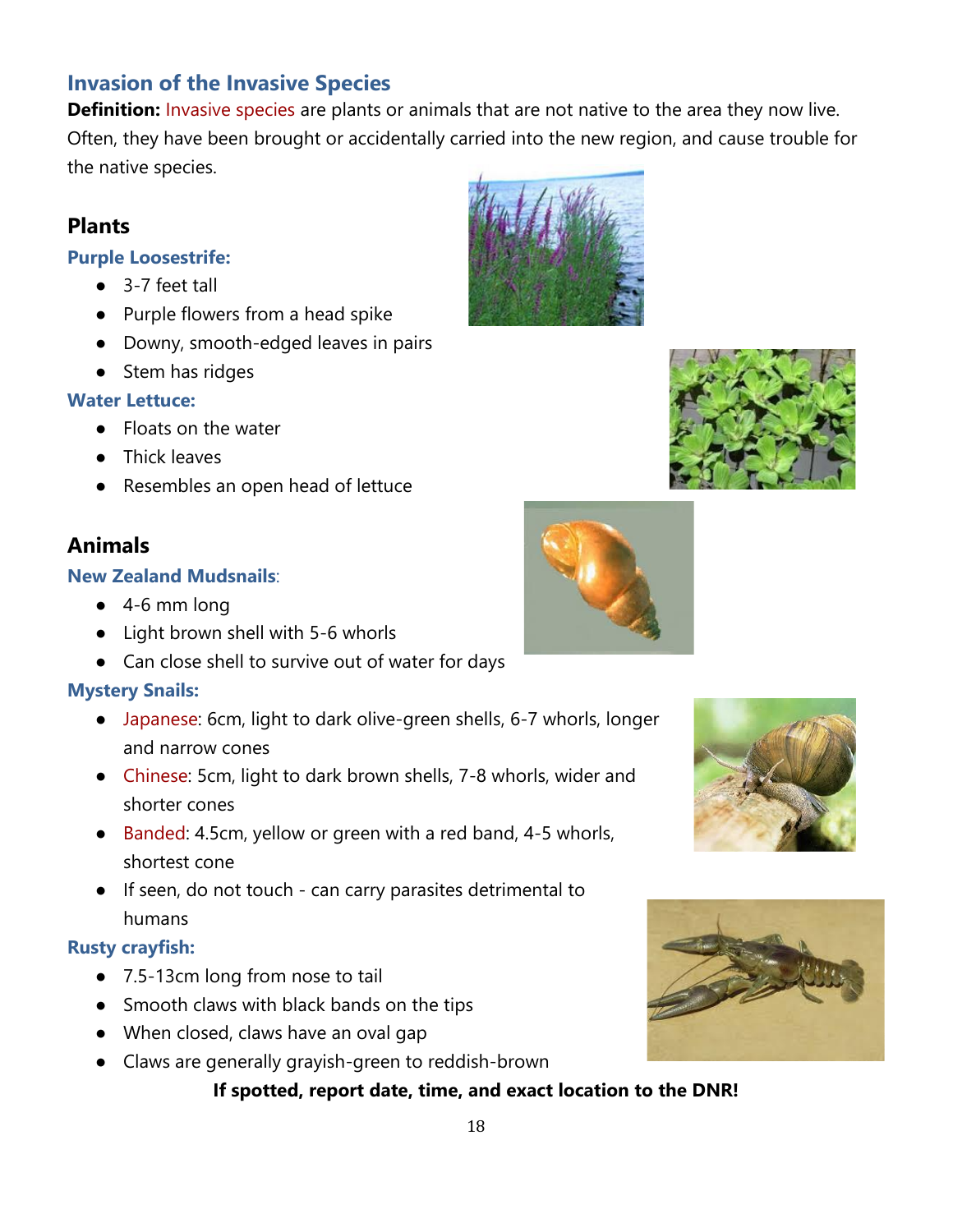## Invasion of the Invasive Species

**Definition:** Invasive species are plants or animals that are not native to the area they now live. Often, they have been brought or accidentally carried into the new region, and cause trouble for the native species.

### Plants

**Purple Loosestrife:**

- 3-7 feet tall
- Purple flowers from a head spike
- Downy, smooth-edged leaves in pairs
- Stem has ridges

**Water Lettuce:**

- Floats on the water
- Thick leaves
- Resembles an open head of lettuce

### Animals

**New Zealand Mudsnails**:

- 4-6 mm long
- Light brown shell with 5-6 whorls
- Can close shell to survive out of water for days

**Mystery Snails:**

- Japanese: 6cm, light to dark olive-green shells, 6-7 whorls, longer and narrow cones
- Chinese: 5cm, light to dark brown shells, 7-8 whorls, wider and shorter cones
- Banded: 4.5cm, yellow or green with a red band, 4-5 whorls, shortest cone
- If seen, do not touch - can carry parasites detrimental to humans

**Rusty crayfish:**

- 7.5-13cm long from nose to tail
- Smooth claws with black bands on the tips
- When closed, claws have an oval gap
- Claws are generally grayish-green to reddish-brown

**If spotted, report date, time, and exact location to the DNR!**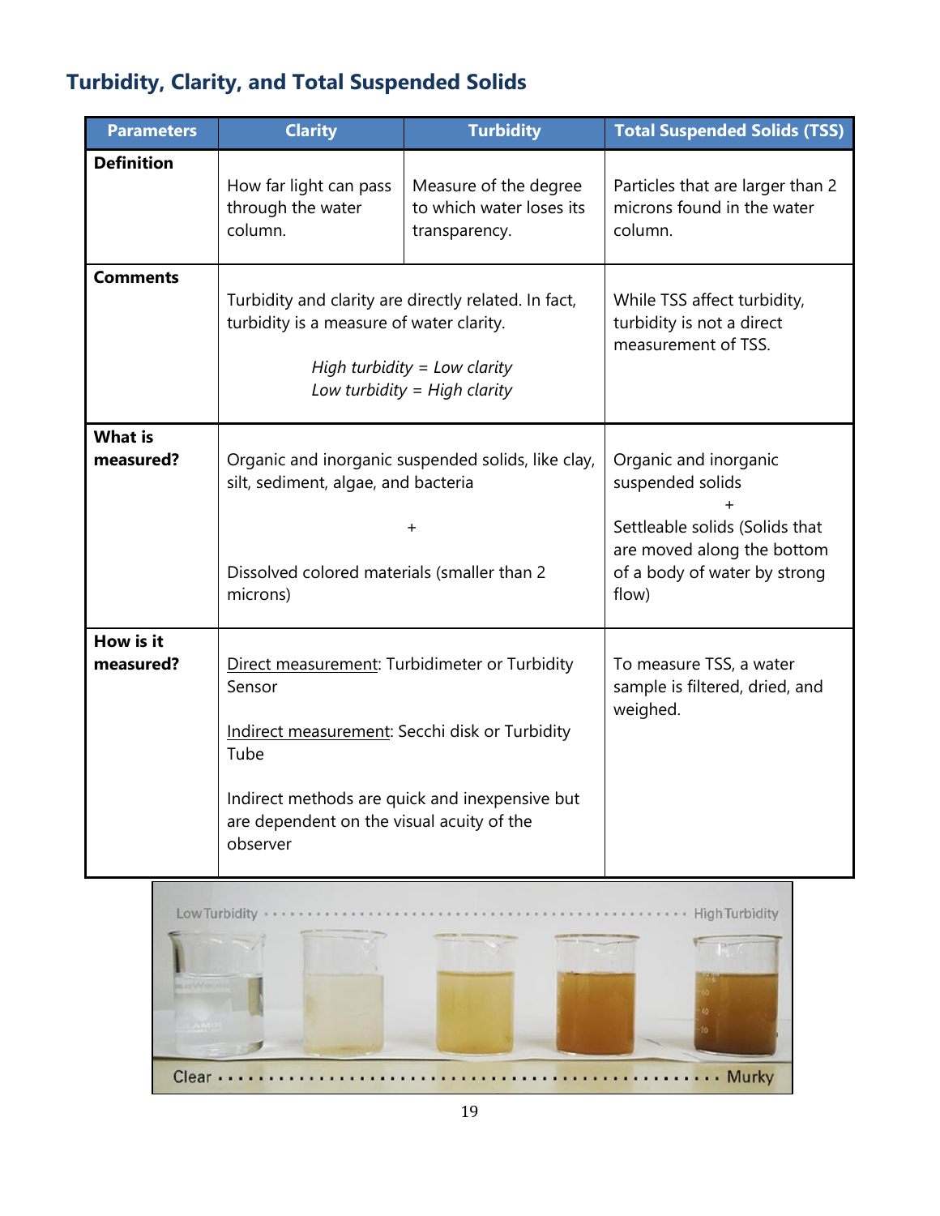## Turbidity, Clarity, and Total Suspended Solids

| Parameters | Clarity | Turbidity | Total Suspended Solids (TSS) |
|---|---|---|---|
| **Definition** | How far light can pass through the water column. | Measure of the degree to which water loses its transparency. | Particles that are larger than 2 microns found in the water column. |
| **Comments** | Turbidity and clarity are directly related. In fact, turbidity is a measure of water clarity. *High turbidity = Low clarity* *Low turbidity = High clarity* | | While TSS affect turbidity, turbidity is not a direct measurement of TSS. |
| **What is measured?** | Organic and inorganic suspended solids, like clay, silt, sediment, algae, and bacteria + Dissolved colored materials (smaller than 2 microns) | | Organic and inorganic suspended solids + Settleable solids (Solids that are moved along the bottom of a body of water by strong flow) |
| **How is it measured?** | <u>Direct measurement</u>: Turbidimeter or Turbidity Sensor <u>Indirect measurement</u>: Secchi disk or Turbidity Tube Indirect methods are quick and inexpensive but are dependent on the visual acuity of the observer | | To measure TSS, a water sample is filtered, dried, and weighed. |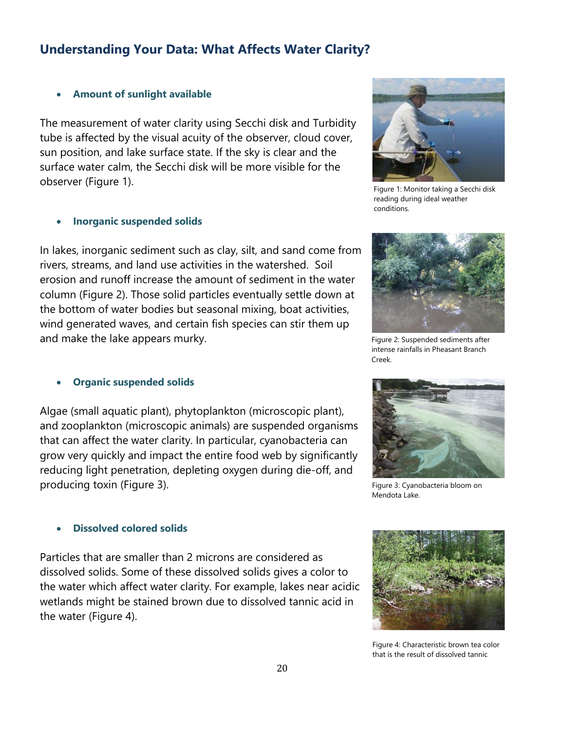## Understanding Your Data: What Affects Water Clarity?

- **Amount of sunlight available**

The measurement of water clarity using Secchi disk and Turbidity tube is affected by the visual acuity of the observer, cloud cover, sun position, and lake surface state. If the sky is clear and the surface water calm, the Secchi disk will be more visible for the observer (Figure 1).

Figure 1: Monitor taking a Secchi disk reading during ideal weather conditions.

- **Inorganic suspended solids**

In lakes, inorganic sediment such as clay, silt, and sand come from rivers, streams, and land use activities in the watershed. Soil erosion and runoff increase the amount of sediment in the water column (Figure 2). Those solid particles eventually settle down at the bottom of water bodies but seasonal mixing, boat activities, wind generated waves, and certain fish species can stir them up and make the lake appears murky.

Figure 2: Suspended sediments after intense rainfalls in Pheasant Branch Creek.

- **Organic suspended solids**

Algae (small aquatic plant), phytoplankton (microscopic plant), and zooplankton (microscopic animals) are suspended organisms that can affect the water clarity. In particular, cyanobacteria can grow very quickly and impact the entire food web by significantly reducing light penetration, depleting oxygen during die-off, and producing toxin (Figure 3).

Figure 3: Cyanobacteria bloom on Mendota Lake.

- **Dissolved colored solids**

Particles that are smaller than 2 microns are considered as dissolved solids. Some of these dissolved solids gives a color to the water which affect water clarity. For example, lakes near acidic wetlands might be stained brown due to dissolved tannic acid in the water (Figure 4).

Figure 4: Characteristic brown tea color that is the result of dissolved tannic